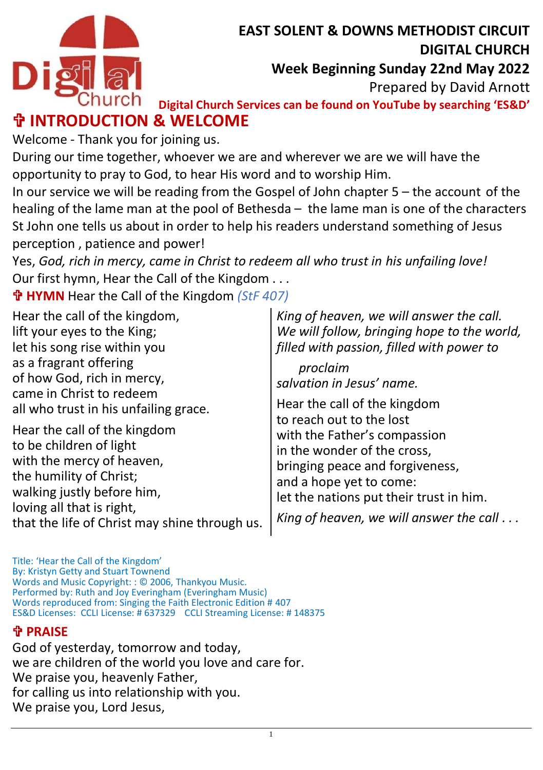# EAST SOLENT & DOWNS METHODIST CIRCUIT
## DIGITAL CHURCH
## Week Beginning Sunday 22nd May 2022

Prepared by David Arnott

**Digital Church Services can be found on YouTube by searching 'ES&D'**

## ✞ INTRODUCTION & WELCOME

Welcome - Thank you for joining us.

During our time together, whoever we are and wherever we are we will have the opportunity to pray to God, to hear His word and to worship Him.

In our service we will be reading from the Gospel of John chapter 5 – the account of the healing of the lame man at the pool of Bethesda – the lame man is one of the characters St John one tells us about in order to help his readers understand something of Jesus perception , patience and power!

Yes, *God, rich in mercy, came in Christ to redeem all who trust in his unfailing love!*

Our first hymn, Hear the Call of the Kingdom . . .

**✞ HYMN** Hear the Call of the Kingdom *(StF 407)*

Hear the call of the kingdom,
lift your eyes to the King;
let his song rise within you
as a fragrant offering
of how God, rich in mercy,
came in Christ to redeem
all who trust in his unfailing grace.

*King of heaven, we will answer the call.*
*We will follow, bringing hope to the world,*
*filled with passion, filled with power to*
*proclaim*
*salvation in Jesus' name.*

Hear the call of the kingdom
to be children of light
with the mercy of heaven,
the humility of Christ;
walking justly before him,
loving all that is right,
that the life of Christ may shine through us.

*King of heaven, we will answer the call . . .*

Hear the call of the kingdom
to reach out to the lost
with the Father's compassion
in the wonder of the cross,
bringing peace and forgiveness,
and a hope yet to come:
let the nations put their trust in him.

*King of heaven, we will answer the call . . .*

Title: 'Hear the Call of the Kingdom'
By: Kristyn Getty and Stuart Townend
Words and Music Copyright: : © 2006, Thankyou Music.
Performed by: Ruth and Joy Everingham (Everingham Music)
Words reproduced from: Singing the Faith Electronic Edition # 407
ES&D Licenses: CCLI License: # 637329 CCLI Streaming License: # 148375

## ✞ PRAISE

God of yesterday, tomorrow and today,
we are children of the world you love and care for.
We praise you, heavenly Father,
for calling us into relationship with you.
We praise you, Lord Jesus,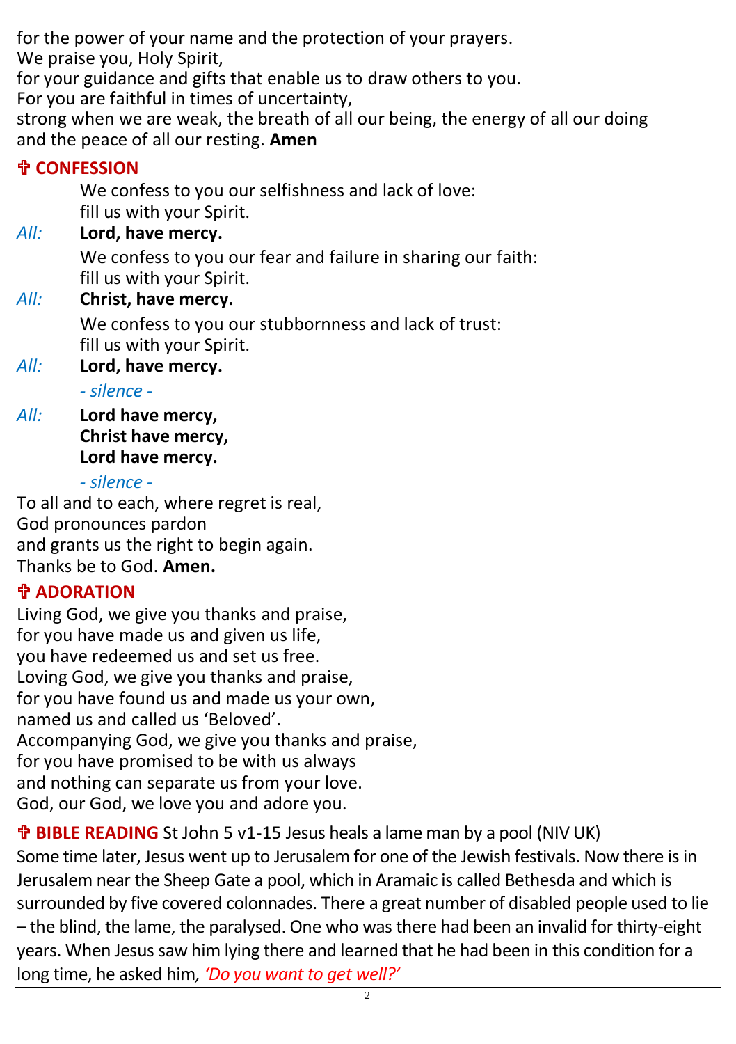for the power of your name and the protection of your prayers.
We praise you, Holy Spirit,
for your guidance and gifts that enable us to draw others to you.
For you are faithful in times of uncertainty,
strong when we are weak, the breath of all our being, the energy of all our doing
and the peace of all our resting. **Amen**

## ✞ CONFESSION

We confess to you our selfishness and lack of love:
fill us with your Spirit.

*All:* **Lord, have mercy.**

We confess to you our fear and failure in sharing our faith:
fill us with your Spirit.

*All:* **Christ, have mercy.**

We confess to you our stubbornness and lack of trust:
fill us with your Spirit.

*All:* **Lord, have mercy.**

*- silence -*

*All:* **Lord have mercy,**
**Christ have mercy,**
**Lord have mercy.**

*- silence -*

To all and to each, where regret is real,
God pronounces pardon
and grants us the right to begin again.
Thanks be to God. **Amen.**

## ✞ ADORATION

Living God, we give you thanks and praise,
for you have made us and given us life,
you have redeemed us and set us free.
Loving God, we give you thanks and praise,
for you have found us and made us your own,
named us and called us 'Beloved'.
Accompanying God, we give you thanks and praise,
for you have promised to be with us always
and nothing can separate us from your love.
God, our God, we love you and adore you.

**✞ BIBLE READING** St John 5 v1-15 Jesus heals a lame man by a pool (NIV UK)

Some time later, Jesus went up to Jerusalem for one of the Jewish festivals. Now there is in Jerusalem near the Sheep Gate a pool, which in Aramaic is called Bethesda and which is surrounded by five covered colonnades. There a great number of disabled people used to lie – the blind, the lame, the paralysed. One who was there had been an invalid for thirty-eight years. When Jesus saw him lying there and learned that he had been in this condition for a long time, he asked him, *'Do you want to get well?'*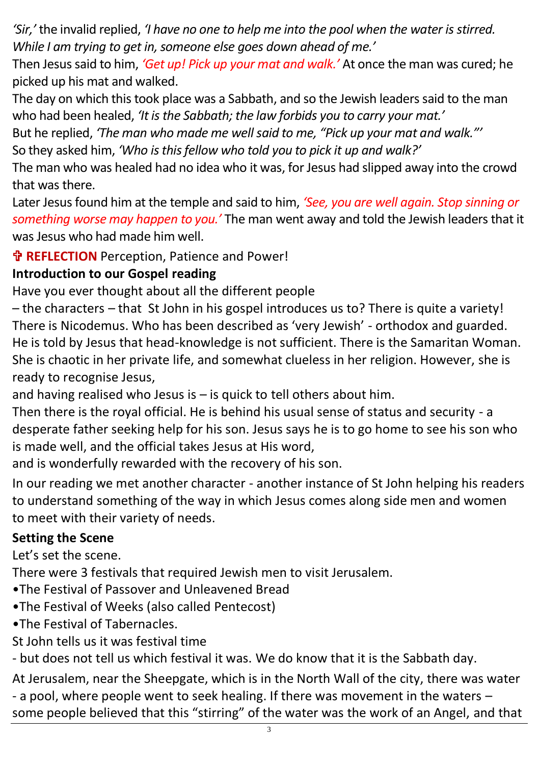*'Sir,'* the invalid replied, *'I have no one to help me into the pool when the water is stirred. While I am trying to get in, someone else goes down ahead of me.'*

Then Jesus said to him, *'Get up! Pick up your mat and walk.'* At once the man was cured; he picked up his mat and walked.

The day on which this took place was a Sabbath, and so the Jewish leaders said to the man who had been healed, *'It is the Sabbath; the law forbids you to carry your mat.'*

But he replied, *'The man who made me well said to me, "Pick up your mat and walk."'*

So they asked him, *'Who is this fellow who told you to pick it up and walk?'*

The man who was healed had no idea who it was, for Jesus had slipped away into the crowd that was there.

Later Jesus found him at the temple and said to him, *'See, you are well again. Stop sinning or something worse may happen to you.'* The man went away and told the Jewish leaders that it was Jesus who had made him well.

✞ **REFLECTION** Perception, Patience and Power!

**Introduction to our Gospel reading**

Have you ever thought about all the different people – the characters – that St John in his gospel introduces us to? There is quite a variety! There is Nicodemus. Who has been described as 'very Jewish' - orthodox and guarded. He is told by Jesus that head-knowledge is not sufficient. There is the Samaritan Woman. She is chaotic in her private life, and somewhat clueless in her religion. However, she is ready to recognise Jesus, and having realised who Jesus is – is quick to tell others about him.

Then there is the royal official. He is behind his usual sense of status and security - a desperate father seeking help for his son. Jesus says he is to go home to see his son who is made well, and the official takes Jesus at His word, and is wonderfully rewarded with the recovery of his son.

In our reading we met another character - another instance of St John helping his readers to understand something of the way in which Jesus comes along side men and women to meet with their variety of needs.

**Setting the Scene**

Let's set the scene.

There were 3 festivals that required Jewish men to visit Jerusalem.

- The Festival of Passover and Unleavened Bread
- The Festival of Weeks (also called Pentecost)
- The Festival of Tabernacles.

St John tells us it was festival time - but does not tell us which festival it was. We do know that it is the Sabbath day.

At Jerusalem, near the Sheepgate, which is in the North Wall of the city, there was water - a pool, where people went to seek healing. If there was movement in the waters – some people believed that this "stirring" of the water was the work of an Angel, and that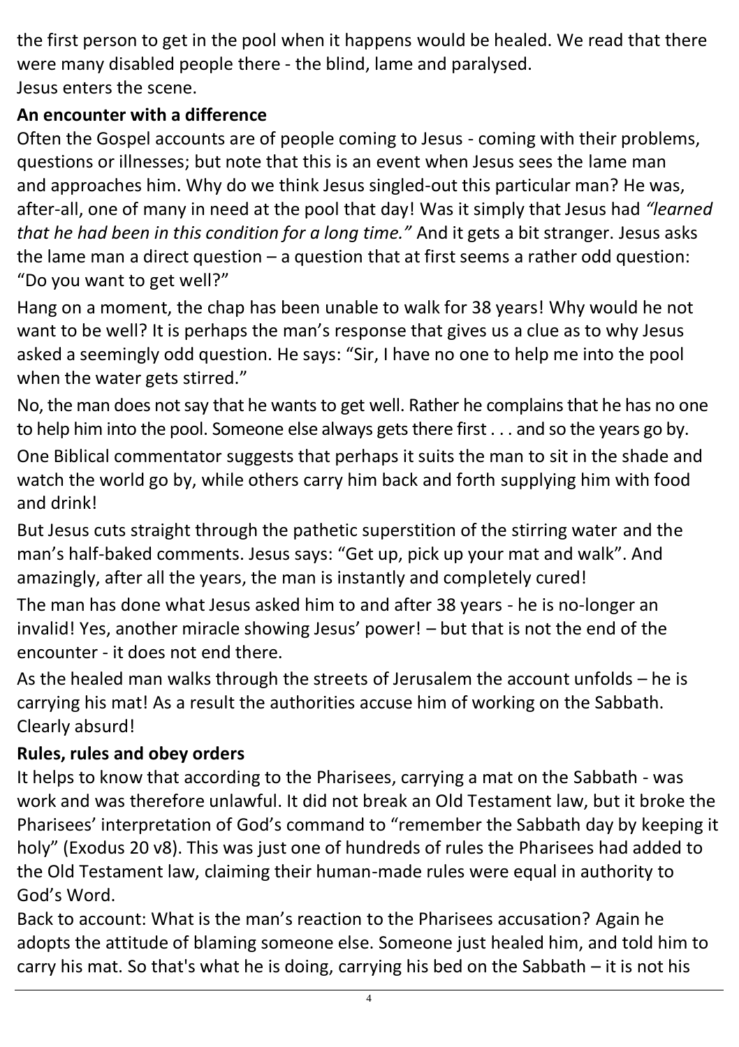the first person to get in the pool when it happens would be healed. We read that there were many disabled people there - the blind, lame and paralysed.
Jesus enters the scene.

**An encounter with a difference**

Often the Gospel accounts are of people coming to Jesus - coming with their problems, questions or illnesses; but note that this is an event when Jesus sees the lame man and approaches him. Why do we think Jesus singled-out this particular man? He was, after-all, one of many in need at the pool that day! Was it simply that Jesus had *"learned that he had been in this condition for a long time."* And it gets a bit stranger. Jesus asks the lame man a direct question – a question that at first seems a rather odd question: "Do you want to get well?"

Hang on a moment, the chap has been unable to walk for 38 years! Why would he not want to be well? It is perhaps the man's response that gives us a clue as to why Jesus asked a seemingly odd question. He says: "Sir, I have no one to help me into the pool when the water gets stirred."

No, the man does not say that he wants to get well. Rather he complains that he has no one to help him into the pool. Someone else always gets there first . . . and so the years go by.

One Biblical commentator suggests that perhaps it suits the man to sit in the shade and watch the world go by, while others carry him back and forth supplying him with food and drink!

But Jesus cuts straight through the pathetic superstition of the stirring water and the man's half-baked comments. Jesus says: "Get up, pick up your mat and walk". And amazingly, after all the years, the man is instantly and completely cured!

The man has done what Jesus asked him to and after 38 years - he is no-longer an invalid! Yes, another miracle showing Jesus' power! – but that is not the end of the encounter - it does not end there.

As the healed man walks through the streets of Jerusalem the account unfolds – he is carrying his mat! As a result the authorities accuse him of working on the Sabbath. Clearly absurd!

**Rules, rules and obey orders**

It helps to know that according to the Pharisees, carrying a mat on the Sabbath - was work and was therefore unlawful. It did not break an Old Testament law, but it broke the Pharisees' interpretation of God's command to "remember the Sabbath day by keeping it holy" (Exodus 20 v8). This was just one of hundreds of rules the Pharisees had added to the Old Testament law, claiming their human-made rules were equal in authority to God's Word.

Back to account: What is the man's reaction to the Pharisees accusation? Again he adopts the attitude of blaming someone else. Someone just healed him, and told him to carry his mat. So that's what he is doing, carrying his bed on the Sabbath – it is not his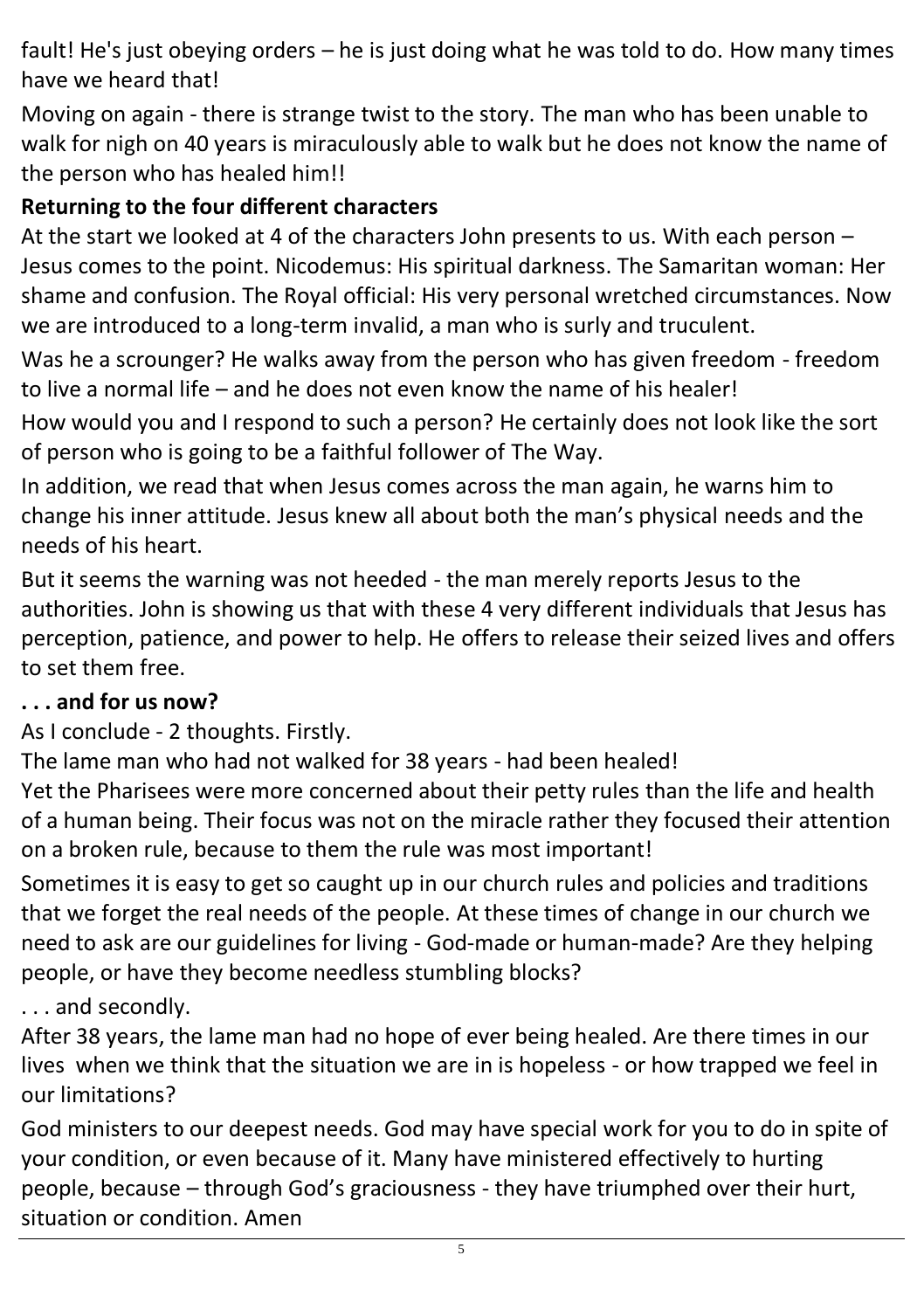fault! He's just obeying orders – he is just doing what he was told to do. How many times have we heard that!

Moving on again - there is strange twist to the story. The man who has been unable to walk for nigh on 40 years is miraculously able to walk but he does not know the name of the person who has healed him!!

**Returning to the four different characters**

At the start we looked at 4 of the characters John presents to us. With each person – Jesus comes to the point. Nicodemus: His spiritual darkness. The Samaritan woman: Her shame and confusion. The Royal official: His very personal wretched circumstances. Now we are introduced to a long-term invalid, a man who is surly and truculent.

Was he a scrounger? He walks away from the person who has given freedom - freedom to live a normal life – and he does not even know the name of his healer!

How would you and I respond to such a person? He certainly does not look like the sort of person who is going to be a faithful follower of The Way.

In addition, we read that when Jesus comes across the man again, he warns him to change his inner attitude. Jesus knew all about both the man's physical needs and the needs of his heart.

But it seems the warning was not heeded - the man merely reports Jesus to the authorities. John is showing us that with these 4 very different individuals that Jesus has perception, patience, and power to help. He offers to release their seized lives and offers to set them free.

**. . . and for us now?**

As I conclude - 2 thoughts. Firstly.

The lame man who had not walked for 38 years - had been healed!

Yet the Pharisees were more concerned about their petty rules than the life and health of a human being. Their focus was not on the miracle rather they focused their attention on a broken rule, because to them the rule was most important!

Sometimes it is easy to get so caught up in our church rules and policies and traditions that we forget the real needs of the people. At these times of change in our church we need to ask are our guidelines for living - God-made or human-made? Are they helping people, or have they become needless stumbling blocks?

. . . and secondly.

After 38 years, the lame man had no hope of ever being healed. Are there times in our lives when we think that the situation we are in is hopeless - or how trapped we feel in our limitations?

God ministers to our deepest needs. God may have special work for you to do in spite of your condition, or even because of it. Many have ministered effectively to hurting people, because – through God's graciousness - they have triumphed over their hurt, situation or condition. Amen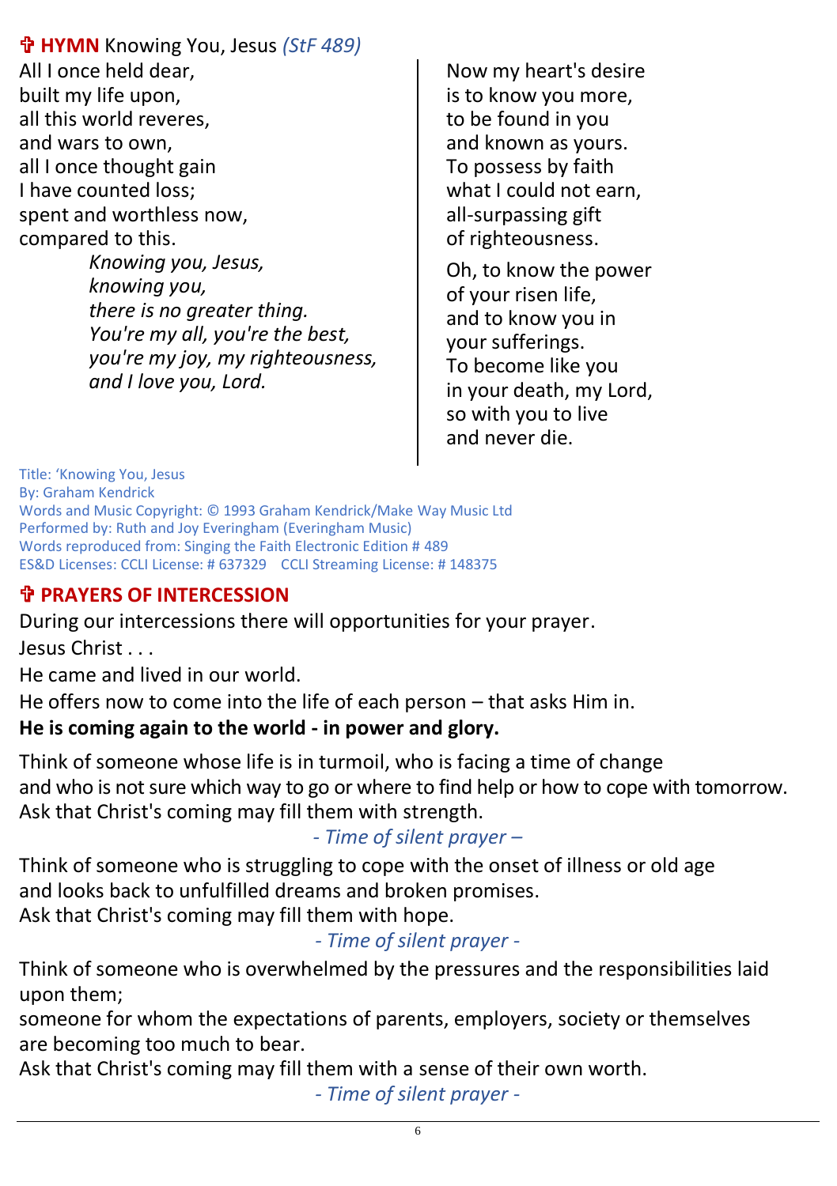## ✞ **HYMN** Knowing You, Jesus *(StF 489)*

All I once held dear,
built my life upon,
all this world reveres,
and wars to own,
all I once thought gain
I have counted loss;
spent and worthless now,
compared to this.

*Knowing you, Jesus,*
*knowing you,*
*there is no greater thing.*
*You're my all, you're the best,*
*you're my joy, my righteousness,*
*and I love you, Lord.*

Now my heart's desire
is to know you more,
to be found in you
and known as yours.
To possess by faith
what I could not earn,
all-surpassing gift
of righteousness.

Oh, to know the power
of your risen life,
and to know you in
your sufferings.
To become like you
in your death, my Lord,
so with you to live
and never die.

Title: 'Knowing You, Jesus
By: Graham Kendrick
Words and Music Copyright: © 1993 Graham Kendrick/Make Way Music Ltd
Performed by: Ruth and Joy Everingham (Everingham Music)
Words reproduced from: Singing the Faith Electronic Edition # 489
ES&D Licenses: CCLI License: # 637329 CCLI Streaming License: # 148375

## ✞ PRAYERS OF INTERCESSION

During our intercessions there will opportunities for your prayer.
Jesus Christ . . .
He came and lived in our world.
He offers now to come into the life of each person – that asks Him in.
**He is coming again to the world - in power and glory.**

Think of someone whose life is in turmoil, who is facing a time of change
and who is not sure which way to go or where to find help or how to cope with tomorrow.
Ask that Christ's coming may fill them with strength.

*- Time of silent prayer –*

Think of someone who is struggling to cope with the onset of illness or old age
and looks back to unfulfilled dreams and broken promises.
Ask that Christ's coming may fill them with hope.

*- Time of silent prayer -*

Think of someone who is overwhelmed by the pressures and the responsibilities laid upon them;
someone for whom the expectations of parents, employers, society or themselves are becoming too much to bear.
Ask that Christ's coming may fill them with a sense of their own worth.

*- Time of silent prayer -*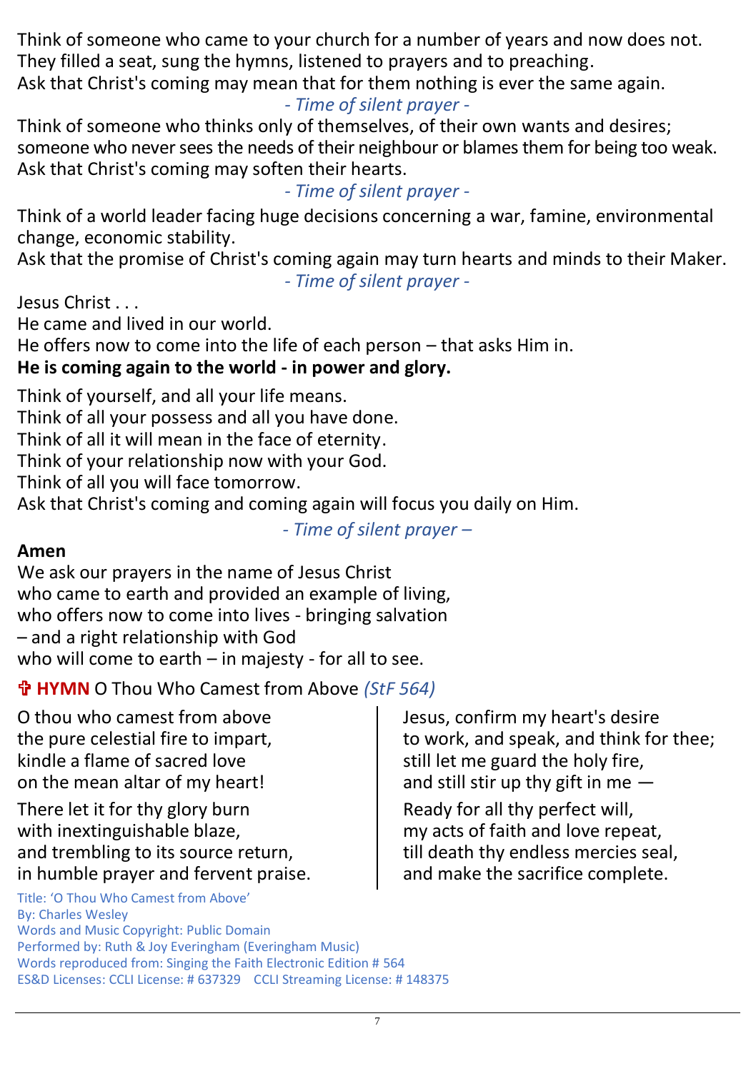Think of someone who came to your church for a number of years and now does not.
They filled a seat, sung the hymns, listened to prayers and to preaching.
Ask that Christ's coming may mean that for them nothing is ever the same again.

*- Time of silent prayer -*

Think of someone who thinks only of themselves, of their own wants and desires; someone who never sees the needs of their neighbour or blames them for being too weak.
Ask that Christ's coming may soften their hearts.

*- Time of silent prayer -*

Think of a world leader facing huge decisions concerning a war, famine, environmental change, economic stability.
Ask that the promise of Christ's coming again may turn hearts and minds to their Maker.

*- Time of silent prayer -*

Jesus Christ . . .
He came and lived in our world.
He offers now to come into the life of each person – that asks Him in.
**He is coming again to the world - in power and glory.**

Think of yourself, and all your life means.
Think of all your possess and all you have done.
Think of all it will mean in the face of eternity.
Think of your relationship now with your God.
Think of all you will face tomorrow.
Ask that Christ's coming and coming again will focus you daily on Him.

*- Time of silent prayer –*

**Amen**
We ask our prayers in the name of Jesus Christ
who came to earth and provided an example of living,
who offers now to come into lives - bringing salvation
– and a right relationship with God
who will come to earth – in majesty - for all to see.

## ✞ HYMN O Thou Who Camest from Above *(StF 564)*

O thou who camest from above
the pure celestial fire to impart,
kindle a flame of sacred love
on the mean altar of my heart!

There let it for thy glory burn
with inextinguishable blaze,
and trembling to its source return,
in humble prayer and fervent praise.

Jesus, confirm my heart's desire
to work, and speak, and think for thee;
still let me guard the holy fire,
and still stir up thy gift in me —

Ready for all thy perfect will,
my acts of faith and love repeat,
till death thy endless mercies seal,
and make the sacrifice complete.

Title: 'O Thou Who Camest from Above'
By: Charles Wesley
Words and Music Copyright: Public Domain
Performed by: Ruth & Joy Everingham (Everingham Music)
Words reproduced from: Singing the Faith Electronic Edition # 564
ES&D Licenses: CCLI License: # 637329 CCLI Streaming License: # 148375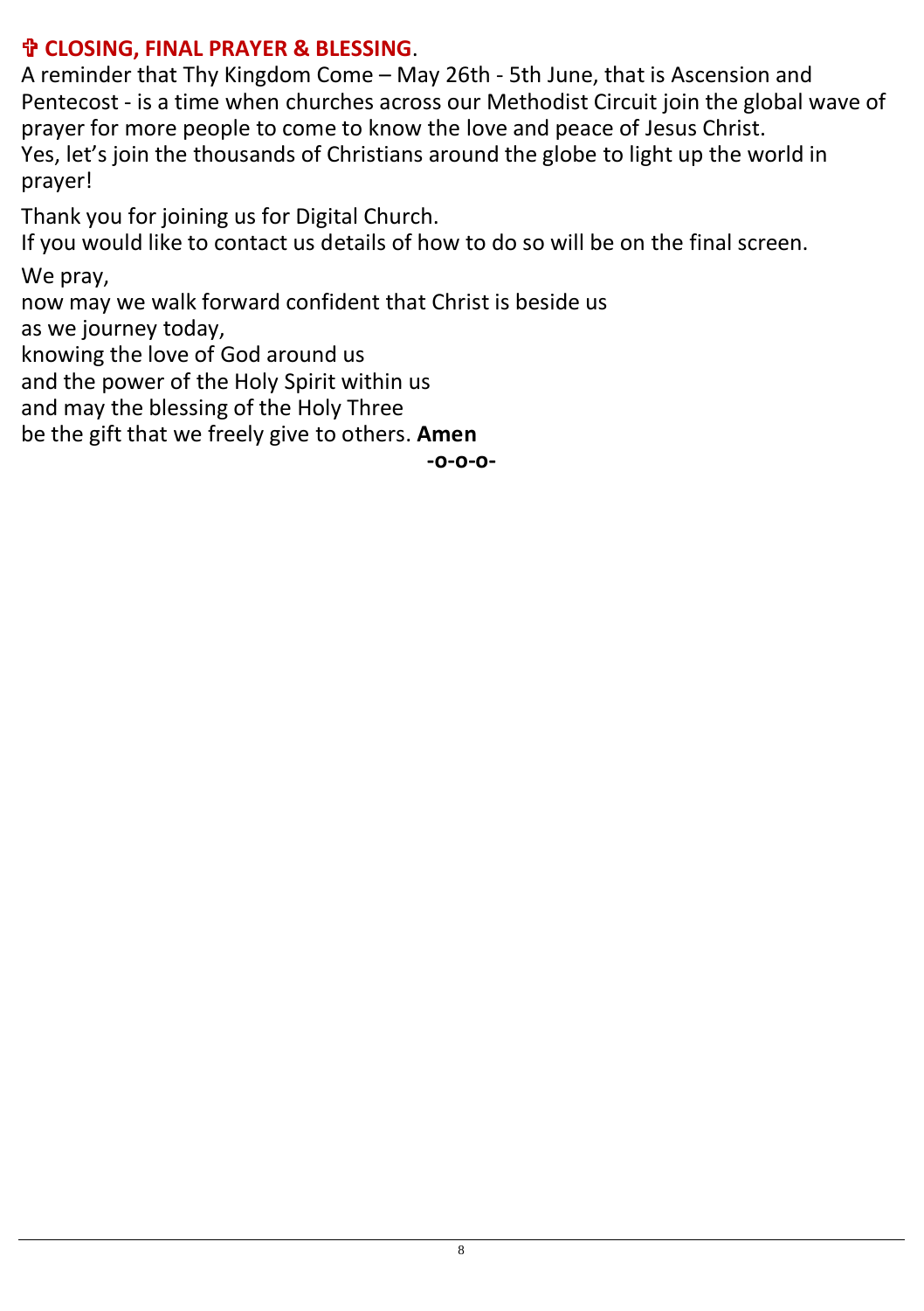## ✟ CLOSING, FINAL PRAYER & BLESSING.

A reminder that Thy Kingdom Come – May 26th - 5th June, that is Ascension and Pentecost - is a time when churches across our Methodist Circuit join the global wave of prayer for more people to come to know the love and peace of Jesus Christ.
Yes, let's join the thousands of Christians around the globe to light up the world in prayer!

Thank you for joining us for Digital Church.
If you would like to contact us details of how to do so will be on the final screen.

We pray,
now may we walk forward confident that Christ is beside us
as we journey today,
knowing the love of God around us
and the power of the Holy Spirit within us
and may the blessing of the Holy Three
be the gift that we freely give to others. **Amen**

**-o-o-o-**